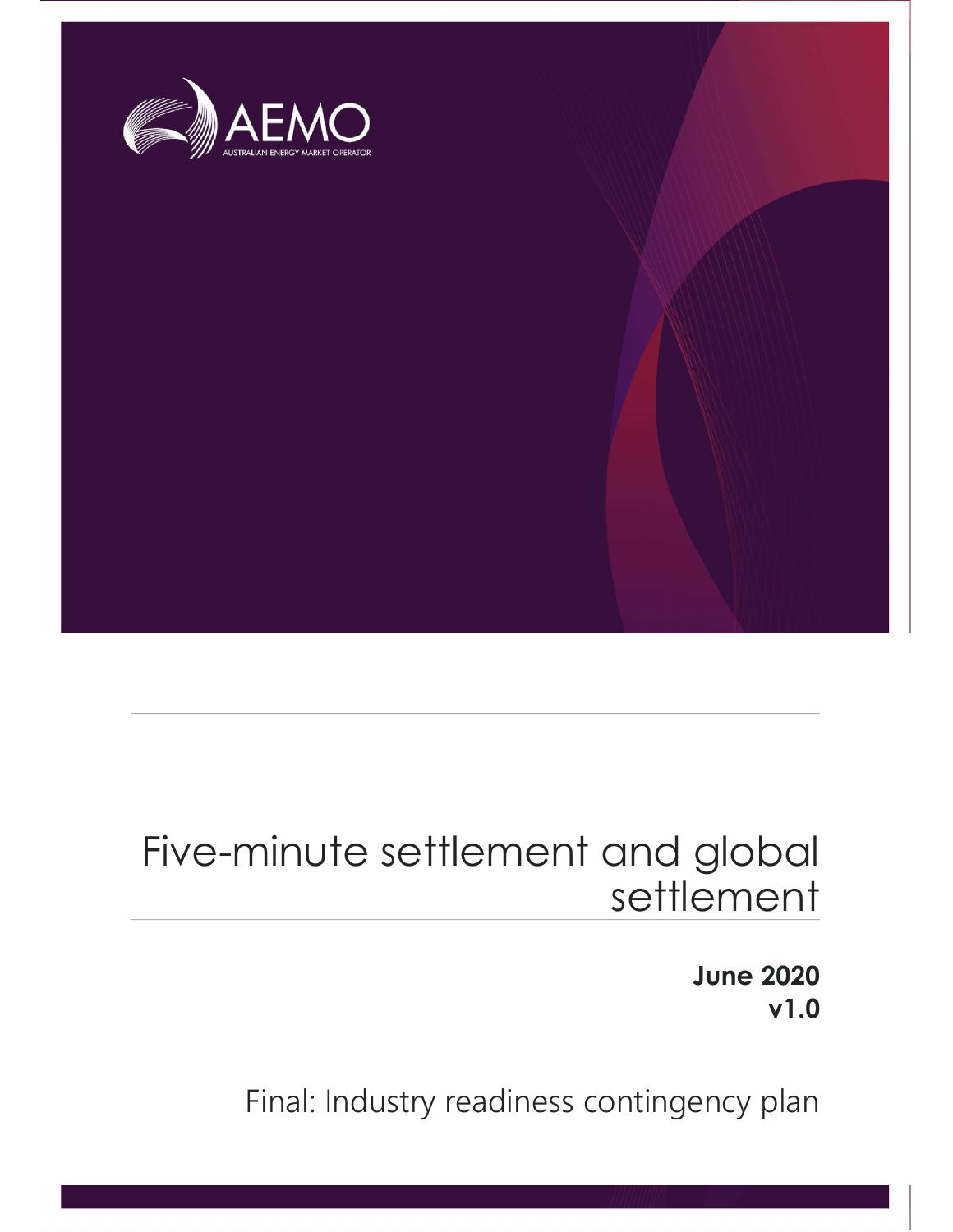AEMO

AUSTRALIAN ENERGY MARKET OPERATOR

# Five-minute settlement and global settlement

**June 2020**
**v1.0**

Final: Industry readiness contingency plan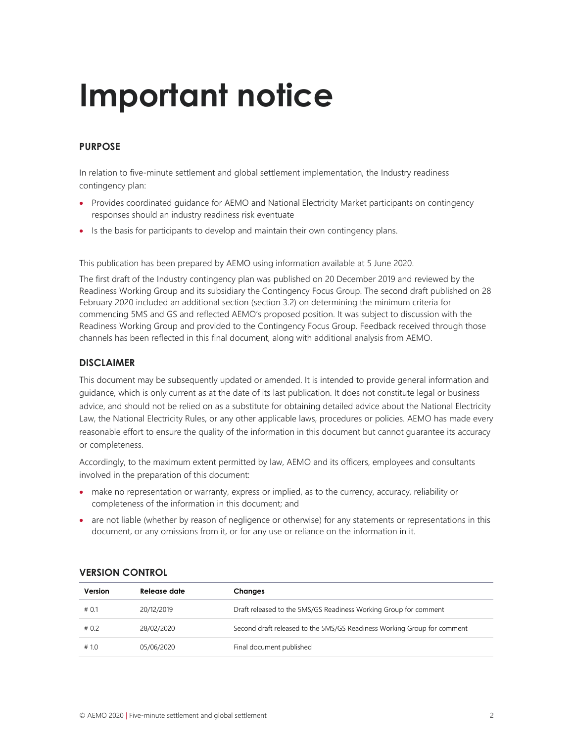# Important notice

## PURPOSE

In relation to five-minute settlement and global settlement implementation, the Industry readiness contingency plan:

- Provides coordinated guidance for AEMO and National Electricity Market participants on contingency responses should an industry readiness risk eventuate
- Is the basis for participants to develop and maintain their own contingency plans.

This publication has been prepared by AEMO using information available at 5 June 2020.

The first draft of the Industry contingency plan was published on 20 December 2019 and reviewed by the Readiness Working Group and its subsidiary the Contingency Focus Group. The second draft published on 28 February 2020 included an additional section (section 3.2) on determining the minimum criteria for commencing 5MS and GS and reflected AEMO's proposed position. It was subject to discussion with the Readiness Working Group and provided to the Contingency Focus Group. Feedback received through those channels has been reflected in this final document, along with additional analysis from AEMO.

## DISCLAIMER

This document may be subsequently updated or amended. It is intended to provide general information and guidance, which is only current as at the date of its last publication. It does not constitute legal or business advice, and should not be relied on as a substitute for obtaining detailed advice about the National Electricity Law, the National Electricity Rules, or any other applicable laws, procedures or policies. AEMO has made every reasonable effort to ensure the quality of the information in this document but cannot guarantee its accuracy or completeness.

Accordingly, to the maximum extent permitted by law, AEMO and its officers, employees and consultants involved in the preparation of this document:

- make no representation or warranty, express or implied, as to the currency, accuracy, reliability or completeness of the information in this document; and
- are not liable (whether by reason of negligence or otherwise) for any statements or representations in this document, or any omissions from it, or for any use or reliance on the information in it.

## VERSION CONTROL

| Version | Release date | Changes |
|---|---|---|
| # 0.1 | 20/12/2019 | Draft released to the 5MS/GS Readiness Working Group for comment |
| # 0.2 | 28/02/2020 | Second draft released to the 5MS/GS Readiness Working Group for comment |
| # 1.0 | 05/06/2020 | Final document published |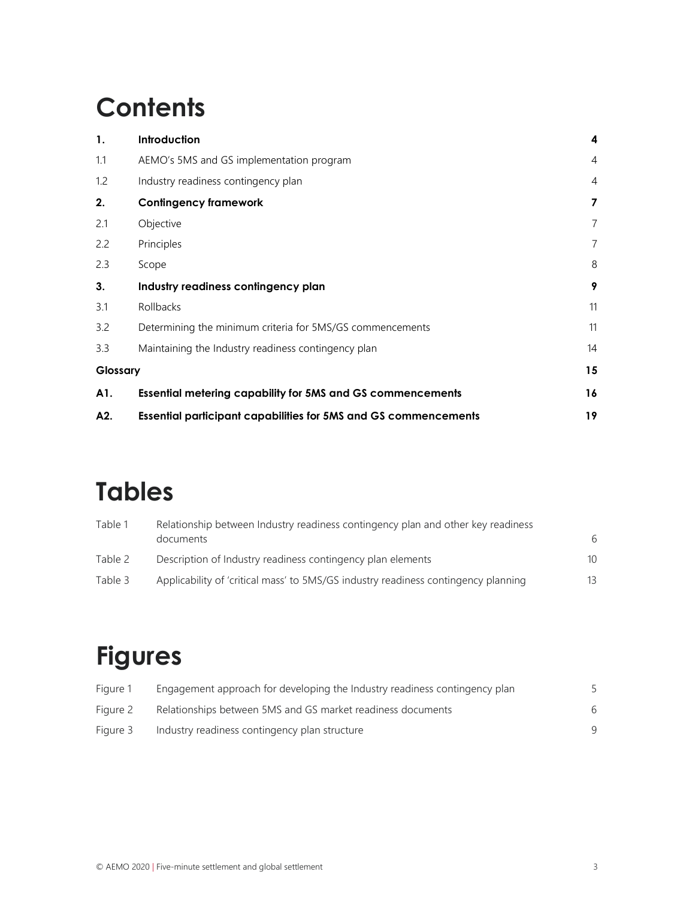# Contents

| | | |
|---|---|---|
| **1.** | **Introduction** | **4** |
| 1.1 | AEMO's 5MS and GS implementation program | 4 |
| 1.2 | Industry readiness contingency plan | 4 |
| **2.** | **Contingency framework** | **7** |
| 2.1 | Objective | 7 |
| 2.2 | Principles | 7 |
| 2.3 | Scope | 8 |
| **3.** | **Industry readiness contingency plan** | **9** |
| 3.1 | Rollbacks | 11 |
| 3.2 | Determining the minimum criteria for 5MS/GS commencements | 11 |
| 3.3 | Maintaining the Industry readiness contingency plan | 14 |
| **Glossary** | | **15** |
| **A1.** | **Essential metering capability for 5MS and GS commencements** | **16** |
| **A2.** | **Essential participant capabilities for 5MS and GS commencements** | **19** |

# Tables

| | | |
|---|---|---|
| Table 1 | Relationship between Industry readiness contingency plan and other key readiness documents | 6 |
| Table 2 | Description of Industry readiness contingency plan elements | 10 |
| Table 3 | Applicability of 'critical mass' to 5MS/GS industry readiness contingency planning | 13 |

# Figures

| | | |
|---|---|---|
| Figure 1 | Engagement approach for developing the Industry readiness contingency plan | 5 |
| Figure 2 | Relationships between 5MS and GS market readiness documents | 6 |
| Figure 3 | Industry readiness contingency plan structure | 9 |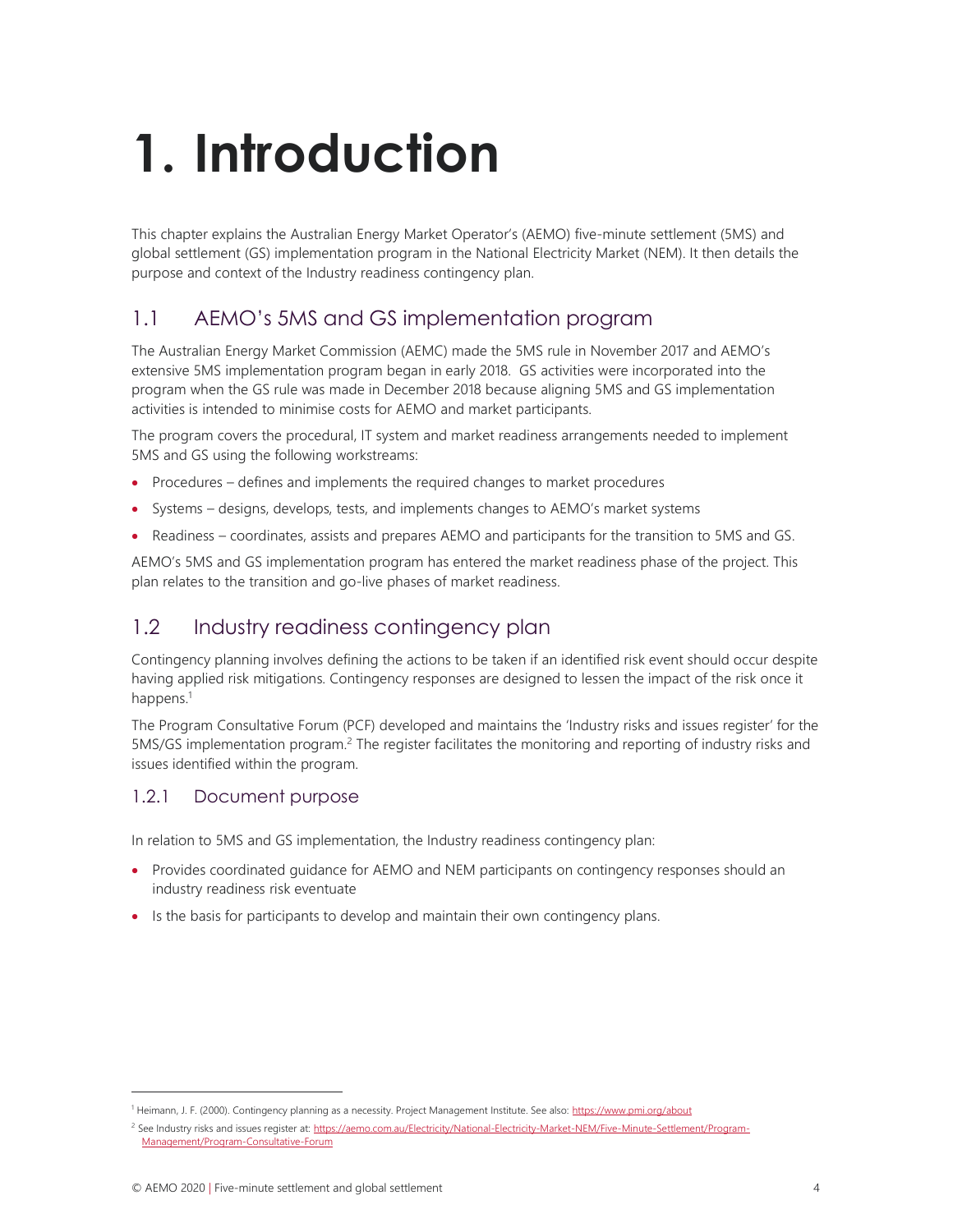# 1. Introduction

This chapter explains the Australian Energy Market Operator's (AEMO) five-minute settlement (5MS) and global settlement (GS) implementation program in the National Electricity Market (NEM). It then details the purpose and context of the Industry readiness contingency plan.

## 1.1 AEMO's 5MS and GS implementation program

The Australian Energy Market Commission (AEMC) made the 5MS rule in November 2017 and AEMO's extensive 5MS implementation program began in early 2018. GS activities were incorporated into the program when the GS rule was made in December 2018 because aligning 5MS and GS implementation activities is intended to minimise costs for AEMO and market participants.

The program covers the procedural, IT system and market readiness arrangements needed to implement 5MS and GS using the following workstreams:

- Procedures – defines and implements the required changes to market procedures
- Systems – designs, develops, tests, and implements changes to AEMO's market systems
- Readiness – coordinates, assists and prepares AEMO and participants for the transition to 5MS and GS.

AEMO's 5MS and GS implementation program has entered the market readiness phase of the project. This plan relates to the transition and go-live phases of market readiness.

## 1.2 Industry readiness contingency plan

Contingency planning involves defining the actions to be taken if an identified risk event should occur despite having applied risk mitigations. Contingency responses are designed to lessen the impact of the risk once it happens.[1]

The Program Consultative Forum (PCF) developed and maintains the 'Industry risks and issues register' for the 5MS/GS implementation program.[2] The register facilitates the monitoring and reporting of industry risks and issues identified within the program.

### 1.2.1 Document purpose

In relation to 5MS and GS implementation, the Industry readiness contingency plan:

- Provides coordinated guidance for AEMO and NEM participants on contingency responses should an industry readiness risk eventuate
- Is the basis for participants to develop and maintain their own contingency plans.

---

[1] Heimann, J. F. (2000). Contingency planning as a necessity. Project Management Institute. See also: https://www.pmi.org/about

[2] See Industry risks and issues register at: https://aemo.com.au/Electricity/National-Electricity-Market-NEM/Five-Minute-Settlement/Program-Management/Program-Consultative-Forum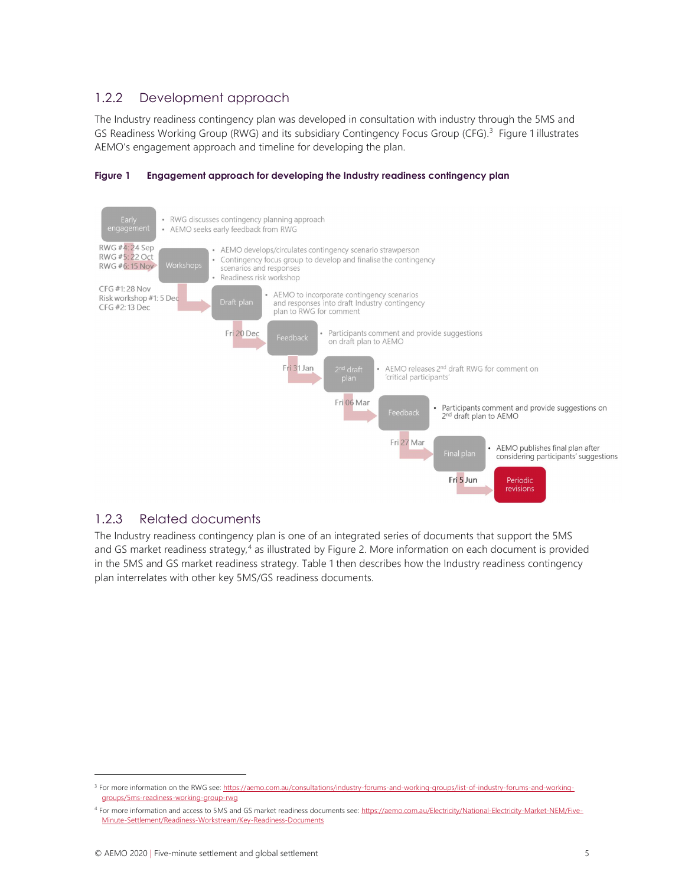### 1.2.2 Development approach

The Industry readiness contingency plan was developed in consultation with industry through the 5MS and GS Readiness Working Group (RWG) and its subsidiary Contingency Focus Group (CFG).[3] Figure 1 illustrates AEMO's engagement approach and timeline for developing the plan.

**Figure 1 Engagement approach for developing the Industry readiness contingency plan**

- **Early engagement**
  - RWG discusses contingency planning approach
  - AEMO seeks early feedback from RWG
- RWG #4: 24 Sep, RWG #5: 22 Oct, RWG #6: 15 Nov → **Workshops**
  - AEMO develops/circulates contingency scenario strawperson
  - Contingency focus group to develop and finalise the contingency scenarios and responses
  - Readiness risk workshop
- CFG #1: 28 Nov, Risk workshop #1: 5 Dec, CFG #2: 13 Dec → **Draft plan**
  - AEMO to incorporate contingency scenarios and responses into draft Industry contingency plan to RWG for comment
- Fri 20 Dec → **Feedback**
  - Participants comment and provide suggestions on draft plan to AEMO
- Fri 31 Jan → **2nd draft plan**
  - AEMO releases 2nd draft RWG for comment on 'critical participants'
- Fri 06 Mar → **Feedback**
  - Participants comment and provide suggestions on 2nd draft plan to AEMO
- Fri 27 Mar → **Final plan**
  - AEMO publishes final plan after considering participants' suggestions
- Fri 5 Jun → **Periodic revisions**

### 1.2.3 Related documents

The Industry readiness contingency plan is one of an integrated series of documents that support the 5MS and GS market readiness strategy,[4] as illustrated by Figure 2. More information on each document is provided in the 5MS and GS market readiness strategy. Table 1 then describes how the Industry readiness contingency plan interrelates with other key 5MS/GS readiness documents.

---

[3] For more information on the RWG see: https://aemo.com.au/consultations/industry-forums-and-working-groups/list-of-industry-forums-and-working-groups/5ms-readiness-working-group-rwg

[4] For more information and access to 5MS and GS market readiness documents see: https://aemo.com.au/Electricity/National-Electricity-Market-NEM/Five-Minute-Settlement/Readiness-Workstream/Key-Readiness-Documents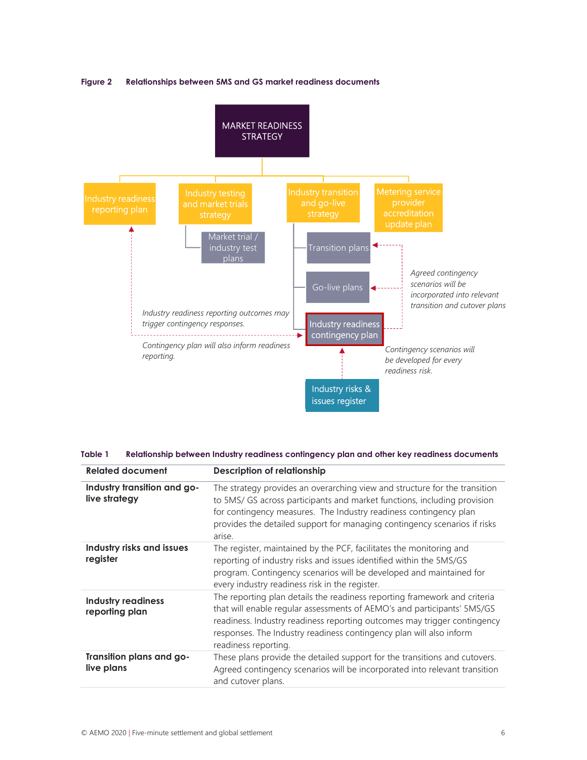**Figure 2 Relationships between 5MS and GS market readiness documents**

MARKET READINESS STRATEGY

Industry readiness reporting plan

Industry testing and market trials strategy

Market trial / industry test plans

Industry transition and go-live strategy

Transition plans

Go-live plans

Industry readiness contingency plan

Metering service provider accreditation update plan

Industry risks & issues register

*Industry readiness reporting outcomes may trigger contingency responses.*

*Contingency plan will also inform readiness reporting.*

*Agreed contingency scenarios will be incorporated into relevant transition and cutover plans*

*Contingency scenarios will be developed for every readiness risk.*

**Table 1 Relationship between Industry readiness contingency plan and other key readiness documents**

| Related document | Description of relationship |
| --- | --- |
| **Industry transition and go-live strategy** | The strategy provides an overarching view and structure for the transition to 5MS/ GS across participants and market functions, including provision for contingency measures. The Industry readiness contingency plan provides the detailed support for managing contingency scenarios if risks arise. |
| **Industry risks and issues register** | The register, maintained by the PCF, facilitates the monitoring and reporting of industry risks and issues identified within the 5MS/GS program. Contingency scenarios will be developed and maintained for every industry readiness risk in the register. |
| **Industry readiness reporting plan** | The reporting plan details the readiness reporting framework and criteria that will enable regular assessments of AEMO's and participants' 5MS/GS readiness. Industry readiness reporting outcomes may trigger contingency responses. The Industry readiness contingency plan will also inform readiness reporting. |
| **Transition plans and go-live plans** | These plans provide the detailed support for the transitions and cutovers. Agreed contingency scenarios will be incorporated into relevant transition and cutover plans. |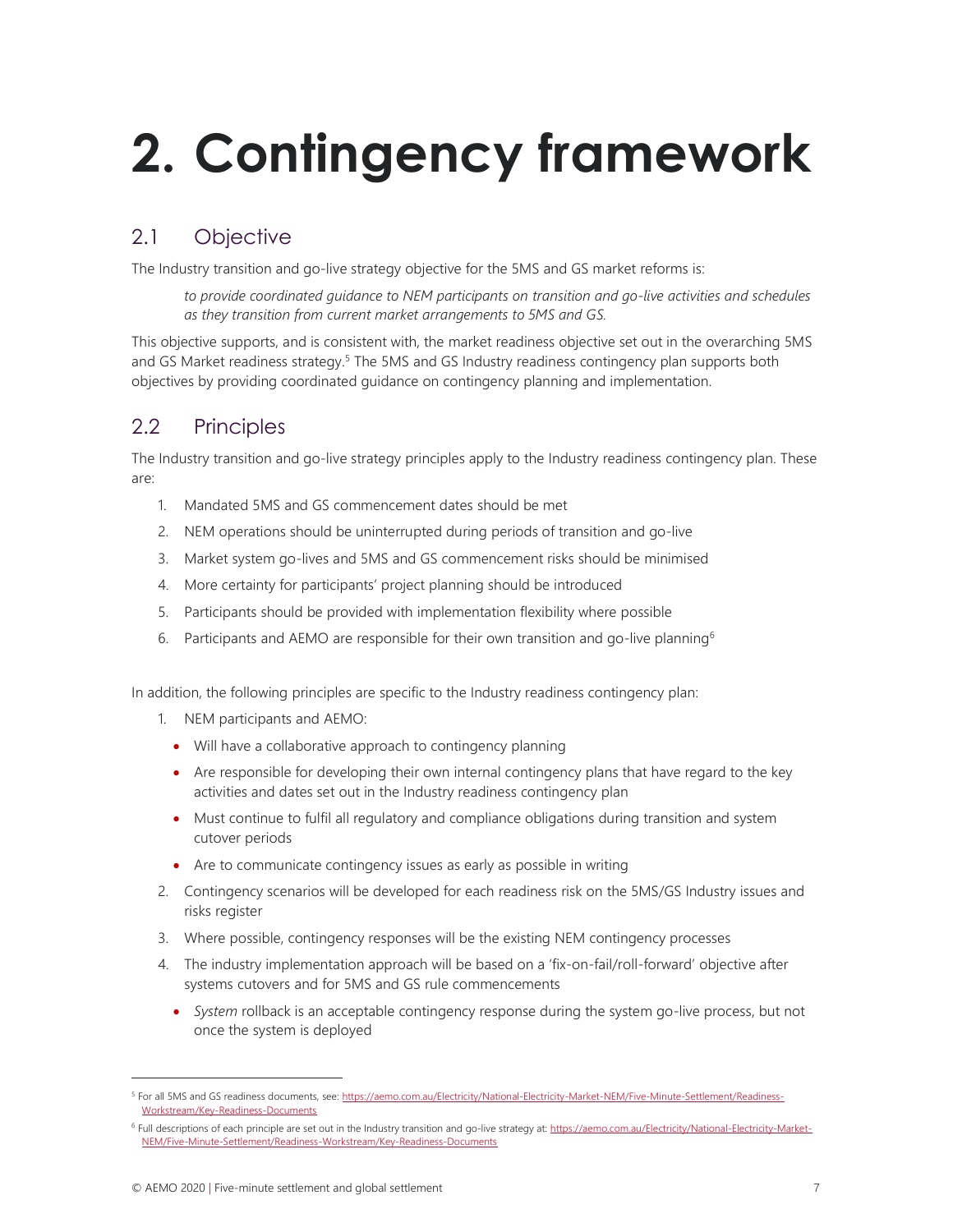# 2. Contingency framework

## 2.1 Objective

The Industry transition and go-live strategy objective for the 5MS and GS market reforms is:

> *to provide coordinated guidance to NEM participants on transition and go-live activities and schedules as they transition from current market arrangements to 5MS and GS.*

This objective supports, and is consistent with, the market readiness objective set out in the overarching 5MS and GS Market readiness strategy.[5] The 5MS and GS Industry readiness contingency plan supports both objectives by providing coordinated guidance on contingency planning and implementation.

## 2.2 Principles

The Industry transition and go-live strategy principles apply to the Industry readiness contingency plan. These are:

1. Mandated 5MS and GS commencement dates should be met
2. NEM operations should be uninterrupted during periods of transition and go-live
3. Market system go-lives and 5MS and GS commencement risks should be minimised
4. More certainty for participants' project planning should be introduced
5. Participants should be provided with implementation flexibility where possible
6. Participants and AEMO are responsible for their own transition and go-live planning[6]

In addition, the following principles are specific to the Industry readiness contingency plan:

1. NEM participants and AEMO:
   - Will have a collaborative approach to contingency planning
   - Are responsible for developing their own internal contingency plans that have regard to the key activities and dates set out in the Industry readiness contingency plan
   - Must continue to fulfil all regulatory and compliance obligations during transition and system cutover periods
   - Are to communicate contingency issues as early as possible in writing
2. Contingency scenarios will be developed for each readiness risk on the 5MS/GS Industry issues and risks register
3. Where possible, contingency responses will be the existing NEM contingency processes
4. The industry implementation approach will be based on a 'fix-on-fail/roll-forward' objective after systems cutovers and for 5MS and GS rule commencements
   - *System* rollback is an acceptable contingency response during the system go-live process, but not once the system is deployed

---

[5] For all 5MS and GS readiness documents, see: https://aemo.com.au/Electricity/National-Electricity-Market-NEM/Five-Minute-Settlement/Readiness-Workstream/Key-Readiness-Documents

[6] Full descriptions of each principle are set out in the Industry transition and go-live strategy at: https://aemo.com.au/Electricity/National-Electricity-Market-NEM/Five-Minute-Settlement/Readiness-Workstream/Key-Readiness-Documents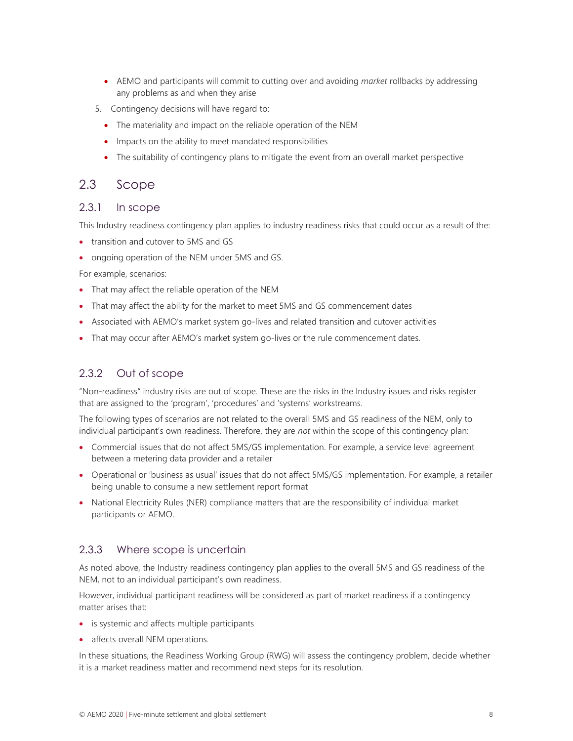- AEMO and participants will commit to cutting over and avoiding *market* rollbacks by addressing any problems as and when they arise

5. Contingency decisions will have regard to:
   - The materiality and impact on the reliable operation of the NEM
   - Impacts on the ability to meet mandated responsibilities
   - The suitability of contingency plans to mitigate the event from an overall market perspective

## 2.3 Scope

### 2.3.1 In scope

This Industry readiness contingency plan applies to industry readiness risks that could occur as a result of the:

- transition and cutover to 5MS and GS
- ongoing operation of the NEM under 5MS and GS.

For example, scenarios:

- That may affect the reliable operation of the NEM
- That may affect the ability for the market to meet 5MS and GS commencement dates
- Associated with AEMO's market system go-lives and related transition and cutover activities
- That may occur after AEMO's market system go-lives or the rule commencement dates.

### 2.3.2 Out of scope

"Non-readiness" industry risks are out of scope. These are the risks in the Industry issues and risks register that are assigned to the 'program', 'procedures' and 'systems' workstreams.

The following types of scenarios are not related to the overall 5MS and GS readiness of the NEM, only to individual participant's own readiness. Therefore, they are *not* within the scope of this contingency plan:

- Commercial issues that do not affect 5MS/GS implementation. For example, a service level agreement between a metering data provider and a retailer
- Operational or 'business as usual' issues that do not affect 5MS/GS implementation. For example, a retailer being unable to consume a new settlement report format
- National Electricity Rules (NER) compliance matters that are the responsibility of individual market participants or AEMO.

### 2.3.3 Where scope is uncertain

As noted above, the Industry readiness contingency plan applies to the overall 5MS and GS readiness of the NEM, not to an individual participant's own readiness.

However, individual participant readiness will be considered as part of market readiness if a contingency matter arises that:

- is systemic and affects multiple participants
- affects overall NEM operations.

In these situations, the Readiness Working Group (RWG) will assess the contingency problem, decide whether it is a market readiness matter and recommend next steps for its resolution.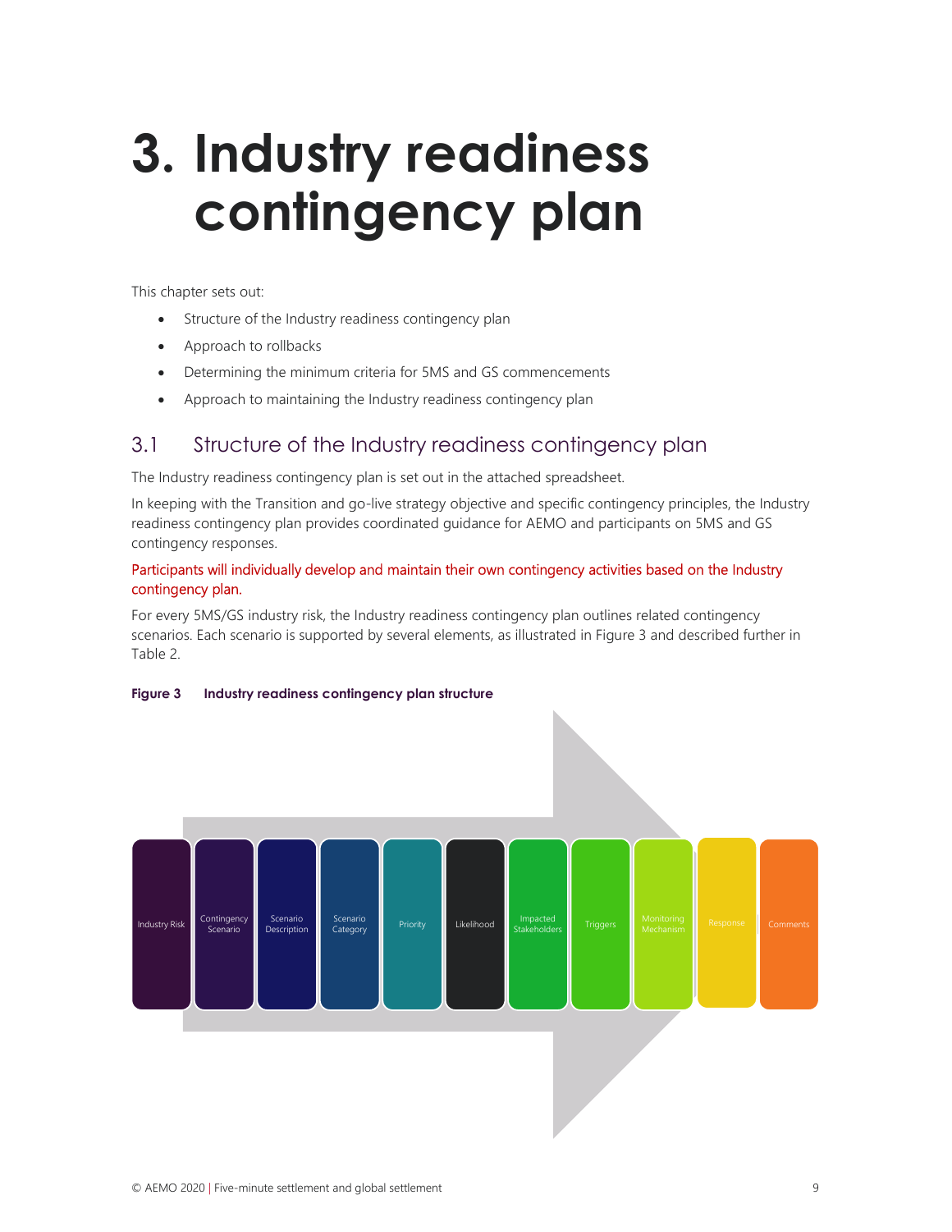# 3. Industry readiness contingency plan

This chapter sets out:

- Structure of the Industry readiness contingency plan
- Approach to rollbacks
- Determining the minimum criteria for 5MS and GS commencements
- Approach to maintaining the Industry readiness contingency plan

## 3.1 Structure of the Industry readiness contingency plan

The Industry readiness contingency plan is set out in the attached spreadsheet.

In keeping with the Transition and go-live strategy objective and specific contingency principles, the Industry readiness contingency plan provides coordinated guidance for AEMO and participants on 5MS and GS contingency responses.

Participants will individually develop and maintain their own contingency activities based on the Industry contingency plan.

For every 5MS/GS industry risk, the Industry readiness contingency plan outlines related contingency scenarios. Each scenario is supported by several elements, as illustrated in Figure 3 and described further in Table 2.

**Figure 3 Industry readiness contingency plan structure**

Industry Risk | Contingency Scenario | Scenario Description | Scenario Category | Priority | Likelihood | Impacted Stakeholders | Triggers | Monitoring Mechanism | Response | Comments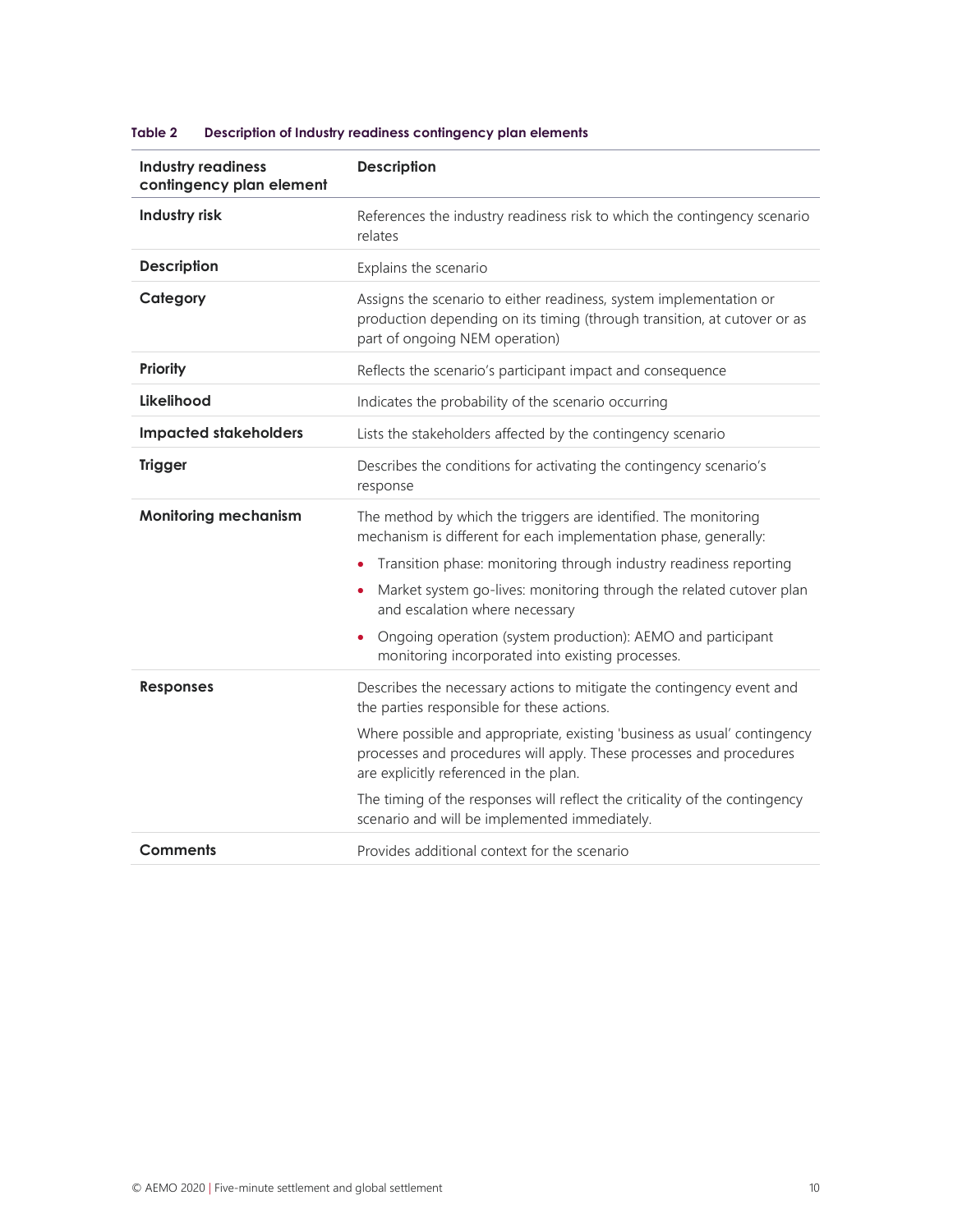**Table 2 Description of Industry readiness contingency plan elements**

| Industry readiness contingency plan element | Description |
|---|---|
| **Industry risk** | References the industry readiness risk to which the contingency scenario relates |
| **Description** | Explains the scenario |
| **Category** | Assigns the scenario to either readiness, system implementation or production depending on its timing (through transition, at cutover or as part of ongoing NEM operation) |
| **Priority** | Reflects the scenario's participant impact and consequence |
| **Likelihood** | Indicates the probability of the scenario occurring |
| **Impacted stakeholders** | Lists the stakeholders affected by the contingency scenario |
| **Trigger** | Describes the conditions for activating the contingency scenario's response |
| **Monitoring mechanism** | The method by which the triggers are identified. The monitoring mechanism is different for each implementation phase, generally:<br>• Transition phase: monitoring through industry readiness reporting<br>• Market system go-lives: monitoring through the related cutover plan and escalation where necessary<br>• Ongoing operation (system production): AEMO and participant monitoring incorporated into existing processes. |
| **Responses** | Describes the necessary actions to mitigate the contingency event and the parties responsible for these actions.<br>Where possible and appropriate, existing 'business as usual' contingency processes and procedures will apply. These processes and procedures are explicitly referenced in the plan.<br>The timing of the responses will reflect the criticality of the contingency scenario and will be implemented immediately. |
| **Comments** | Provides additional context for the scenario |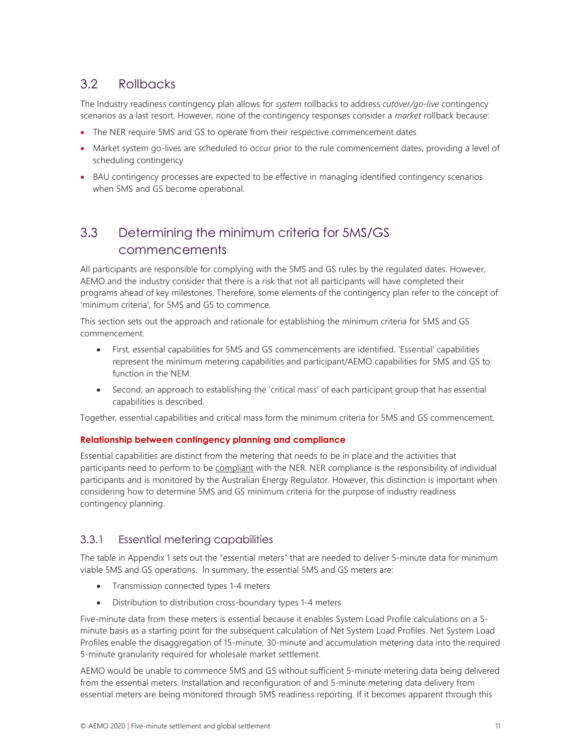## 3.2 Rollbacks

The Industry readiness contingency plan allows for *system* rollbacks to address *cutover/go-live* contingency scenarios as a last resort. However, none of the contingency responses consider a *market* rollback because:

- The NER require 5MS and GS to operate from their respective commencement dates
- Market system go-lives are scheduled to occur prior to the rule commencement dates, providing a level of scheduling contingency
- BAU contingency processes are expected to be effective in managing identified contingency scenarios when 5MS and GS become operational.

## 3.3 Determining the minimum criteria for 5MS/GS commencements

All participants are responsible for complying with the 5MS and GS rules by the regulated dates. However, AEMO and the industry consider that there is a risk that not all participants will have completed their programs ahead of key milestones. Therefore, some elements of the contingency plan refer to the concept of 'minimum criteria', for 5MS and GS to commence.

This section sets out the approach and rationale for establishing the minimum criteria for 5MS and GS commencement.

- First, essential capabilities for 5MS and GS commencements are identified. 'Essential' capabilities represent the minimum metering capabilities and participant/AEMO capabilities for 5MS and GS to function in the NEM.
- Second, an approach to establishing the 'critical mass' of each participant group that has essential capabilities is described.

Together, essential capabilities and critical mass form the minimum criteria for 5MS and GS commencement.

**Relationship between contingency planning and compliance**

Essential capabilities are distinct from the metering that needs to be in place and the activities that participants need to perform to be compliant with the NER. NER compliance is the responsibility of individual participants and is monitored by the Australian Energy Regulator. However, this distinction is important when considering how to determine 5MS and GS minimum criteria for the purpose of industry readiness contingency planning.

### 3.3.1 Essential metering capabilities

The table in Appendix 1 sets out the "essential meters" that are needed to deliver 5-minute data for minimum viable 5MS and GS operations. In summary, the essential 5MS and GS meters are:

- Transmission connected types 1-4 meters
- Distribution to distribution cross-boundary types 1-4 meters

Five-minute data from these meters is essential because it enables System Load Profile calculations on a 5-minute basis as a starting point for the subsequent calculation of Net System Load Profiles. Net System Load Profiles enable the disaggregation of 15-minute, 30-minute and accumulation metering data into the required 5-minute granularity required for wholesale market settlement.

AEMO would be unable to commence 5MS and GS without sufficient 5-minute metering data being delivered from the essential meters. Installation and reconfiguration of and 5-minute metering data delivery from essential meters are being monitored through 5MS readiness reporting. If it becomes apparent through this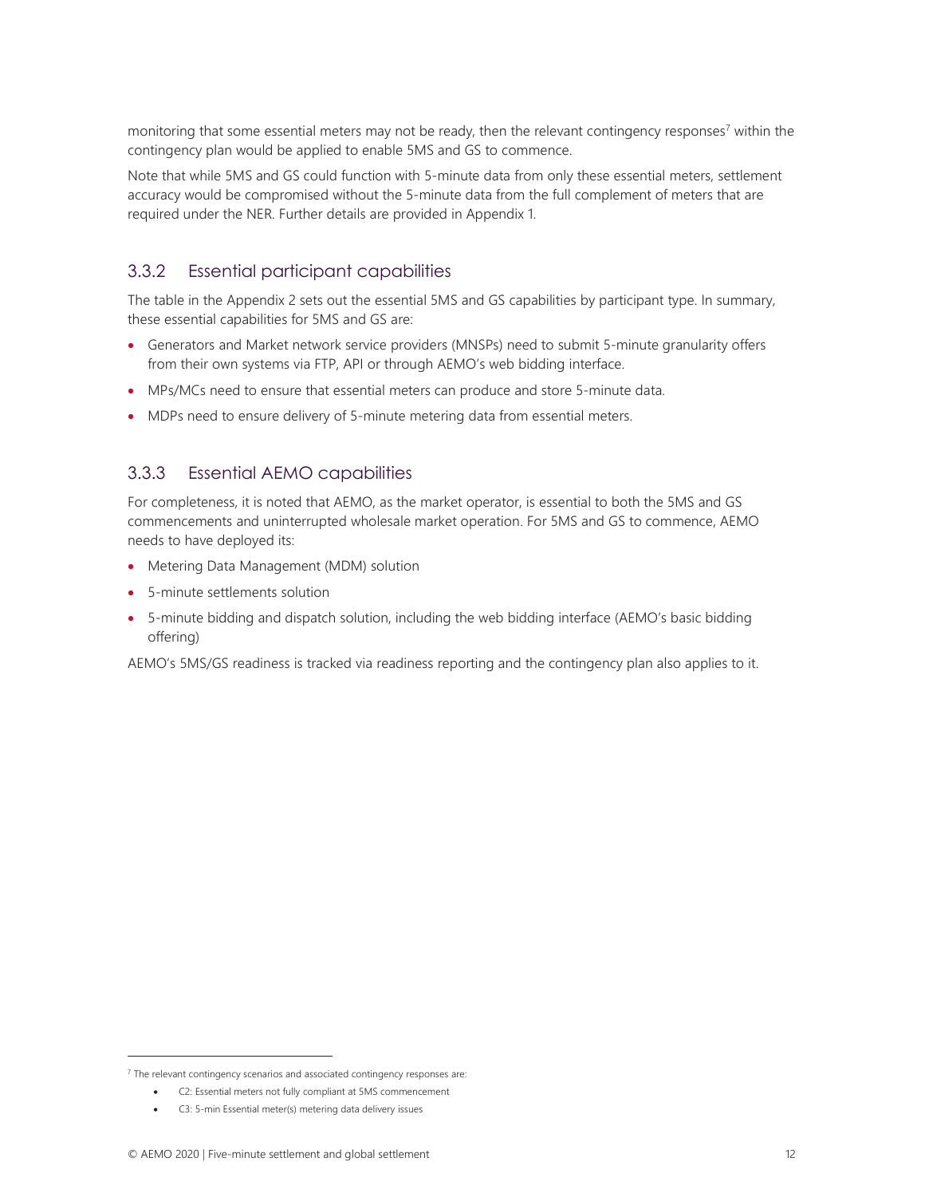monitoring that some essential meters may not be ready, then the relevant contingency responses[7] within the contingency plan would be applied to enable 5MS and GS to commence.

Note that while 5MS and GS could function with 5-minute data from only these essential meters, settlement accuracy would be compromised without the 5-minute data from the full complement of meters that are required under the NER. Further details are provided in Appendix 1.

### 3.3.2 Essential participant capabilities

The table in the Appendix 2 sets out the essential 5MS and GS capabilities by participant type. In summary, these essential capabilities for 5MS and GS are:

- Generators and Market network service providers (MNSPs) need to submit 5-minute granularity offers from their own systems via FTP, API or through AEMO's web bidding interface.
- MPs/MCs need to ensure that essential meters can produce and store 5-minute data.
- MDPs need to ensure delivery of 5-minute metering data from essential meters.

### 3.3.3 Essential AEMO capabilities

For completeness, it is noted that AEMO, as the market operator, is essential to both the 5MS and GS commencements and uninterrupted wholesale market operation. For 5MS and GS to commence, AEMO needs to have deployed its:

- Metering Data Management (MDM) solution
- 5-minute settlements solution
- 5-minute bidding and dispatch solution, including the web bidding interface (AEMO's basic bidding offering)

AEMO's 5MS/GS readiness is tracked via readiness reporting and the contingency plan also applies to it.

[7] The relevant contingency scenarios and associated contingency responses are:

- C2: Essential meters not fully compliant at 5MS commencement
- C3: 5-min Essential meter(s) metering data delivery issues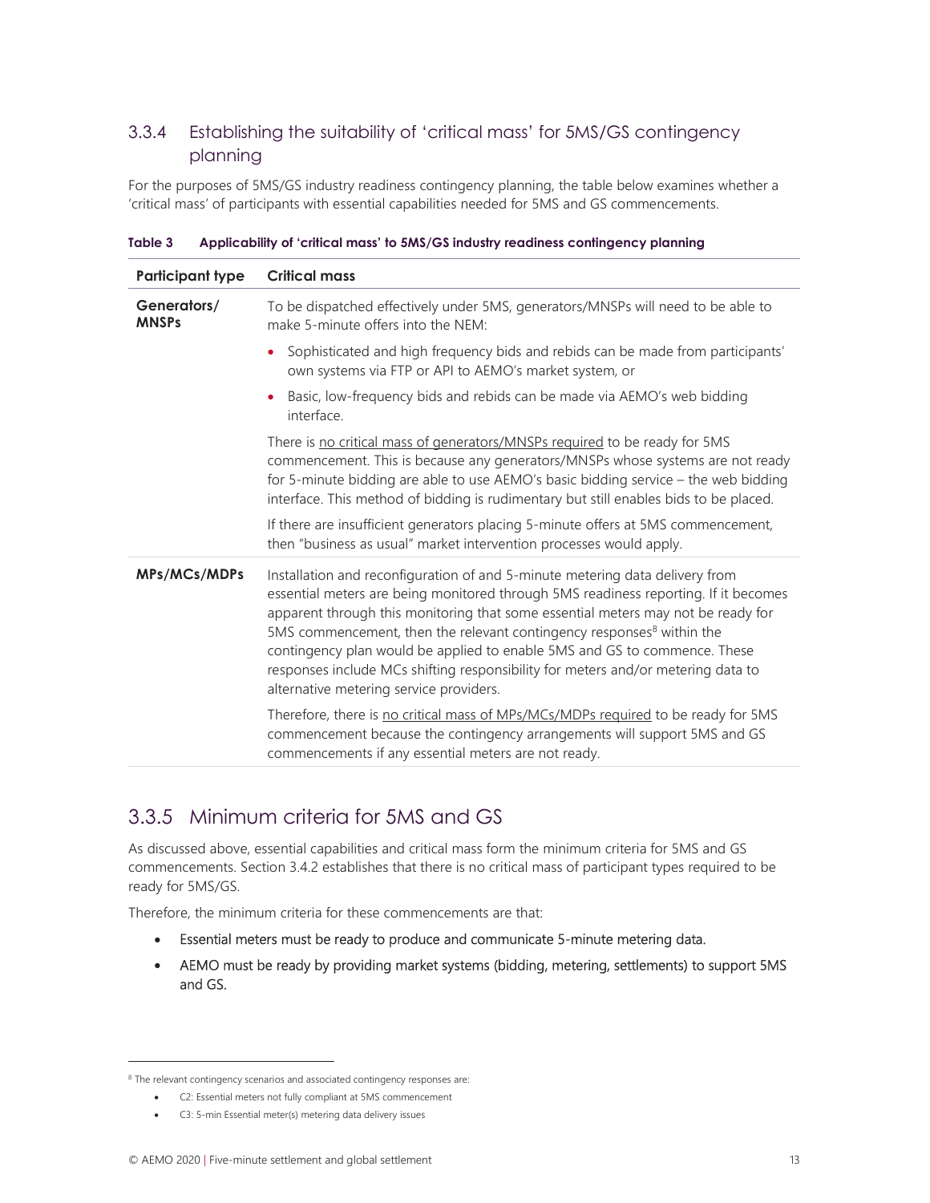### 3.3.4 Establishing the suitability of 'critical mass' for 5MS/GS contingency planning

For the purposes of 5MS/GS industry readiness contingency planning, the table below examines whether a 'critical mass' of participants with essential capabilities needed for 5MS and GS commencements.

**Table 3 Applicability of 'critical mass' to 5MS/GS industry readiness contingency planning**

| Participant type | Critical mass |
| --- | --- |
| **Generators/ MNSPs** | To be dispatched effectively under 5MS, generators/MNSPs will need to be able to make 5-minute offers into the NEM:<br>• Sophisticated and high frequency bids and rebids can be made from participants' own systems via FTP or API to AEMO's market system, or<br>• Basic, low-frequency bids and rebids can be made via AEMO's web bidding interface.<br>There is <u>no critical mass of generators/MNSPs required</u> to be ready for 5MS commencement. This is because any generators/MNSPs whose systems are not ready for 5-minute bidding are able to use AEMO's basic bidding service – the web bidding interface. This method of bidding is rudimentary but still enables bids to be placed.<br>If there are insufficient generators placing 5-minute offers at 5MS commencement, then "business as usual" market intervention processes would apply. |
| **MPs/MCs/MDPs** | Installation and reconfiguration of and 5-minute metering data delivery from essential meters are being monitored through 5MS readiness reporting. If it becomes apparent through this monitoring that some essential meters may not be ready for 5MS commencement, then the relevant contingency responses[8] within the contingency plan would be applied to enable 5MS and GS to commence. These responses include MCs shifting responsibility for meters and/or metering data to alternative metering service providers.<br>Therefore, there is <u>no critical mass of MPs/MCs/MDPs required</u> to be ready for 5MS commencement because the contingency arrangements will support 5MS and GS commencements if any essential meters are not ready. |

## 3.3.5 Minimum criteria for 5MS and GS

As discussed above, essential capabilities and critical mass form the minimum criteria for 5MS and GS commencements. Section 3.4.2 establishes that there is no critical mass of participant types required to be ready for 5MS/GS.

Therefore, the minimum criteria for these commencements are that:

- Essential meters must be ready to produce and communicate 5-minute metering data.
- AEMO must be ready by providing market systems (bidding, metering, settlements) to support 5MS and GS.

[8] The relevant contingency scenarios and associated contingency responses are:

- C2: Essential meters not fully compliant at 5MS commencement
- C3: 5-min Essential meter(s) metering data delivery issues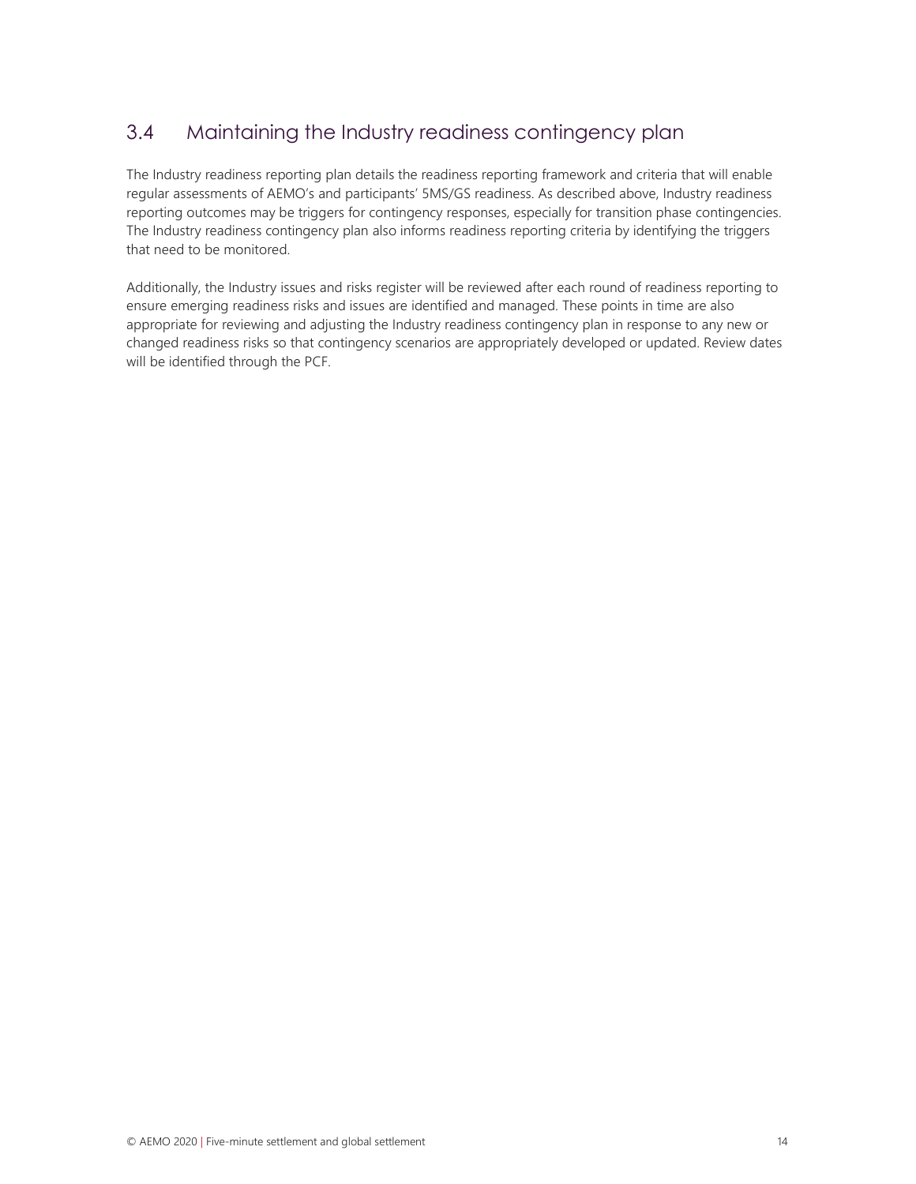## 3.4 Maintaining the Industry readiness contingency plan

The Industry readiness reporting plan details the readiness reporting framework and criteria that will enable regular assessments of AEMO's and participants' 5MS/GS readiness. As described above, Industry readiness reporting outcomes may be triggers for contingency responses, especially for transition phase contingencies. The Industry readiness contingency plan also informs readiness reporting criteria by identifying the triggers that need to be monitored.

Additionally, the Industry issues and risks register will be reviewed after each round of readiness reporting to ensure emerging readiness risks and issues are identified and managed. These points in time are also appropriate for reviewing and adjusting the Industry readiness contingency plan in response to any new or changed readiness risks so that contingency scenarios are appropriately developed or updated. Review dates will be identified through the PCF.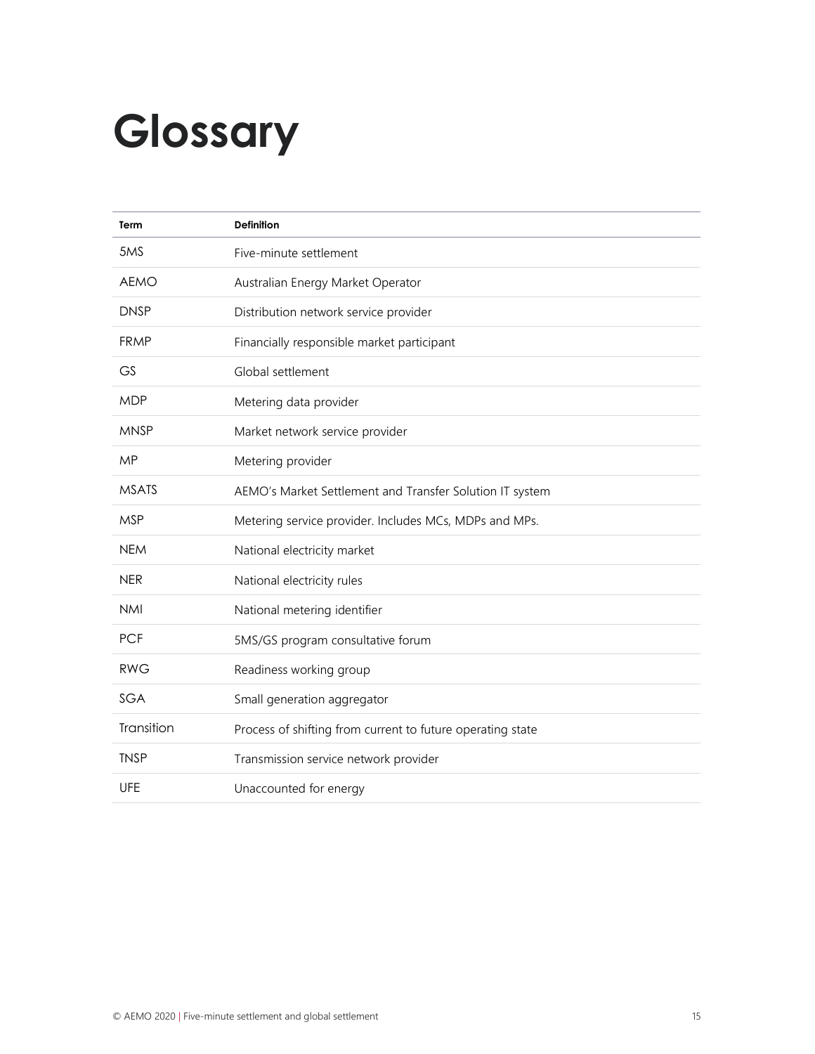# Glossary

| Term | Definition |
|---|---|
| 5MS | Five-minute settlement |
| AEMO | Australian Energy Market Operator |
| DNSP | Distribution network service provider |
| FRMP | Financially responsible market participant |
| GS | Global settlement |
| MDP | Metering data provider |
| MNSP | Market network service provider |
| MP | Metering provider |
| MSATS | AEMO's Market Settlement and Transfer Solution IT system |
| MSP | Metering service provider. Includes MCs, MDPs and MPs. |
| NEM | National electricity market |
| NER | National electricity rules |
| NMI | National metering identifier |
| PCF | 5MS/GS program consultative forum |
| RWG | Readiness working group |
| SGA | Small generation aggregator |
| Transition | Process of shifting from current to future operating state |
| TNSP | Transmission service network provider |
| UFE | Unaccounted for energy |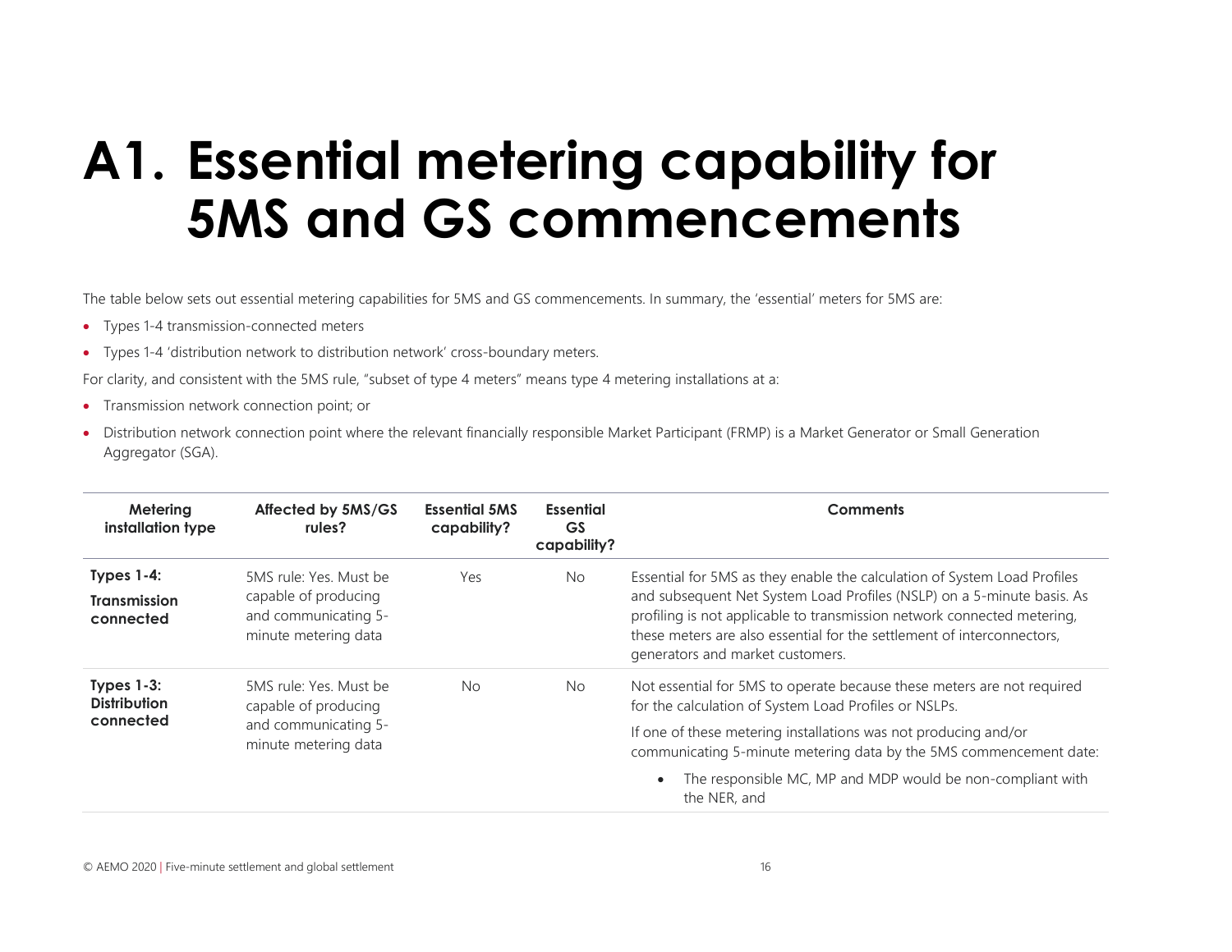# A1. Essential metering capability for 5MS and GS commencements

The table below sets out essential metering capabilities for 5MS and GS commencements. In summary, the 'essential' meters for 5MS are:

- Types 1-4 transmission-connected meters
- Types 1-4 'distribution network to distribution network' cross-boundary meters.

For clarity, and consistent with the 5MS rule, "subset of type 4 meters" means type 4 metering installations at a:

- Transmission network connection point; or
- Distribution network connection point where the relevant financially responsible Market Participant (FRMP) is a Market Generator or Small Generation Aggregator (SGA).

| Metering installation type | Affected by 5MS/GS rules? | Essential 5MS capability? | Essential GS capability? | Comments |
|---|---|---|---|---|
| **Types 1-4: Transmission connected** | 5MS rule: Yes. Must be capable of producing and communicating 5-minute metering data | Yes | No | Essential for 5MS as they enable the calculation of System Load Profiles and subsequent Net System Load Profiles (NSLP) on a 5-minute basis. As profiling is not applicable to transmission network connected metering, these meters are also essential for the settlement of interconnectors, generators and market customers. |
| **Types 1-3: Distribution connected** | 5MS rule: Yes. Must be capable of producing and communicating 5-minute metering data | No | No | Not essential for 5MS to operate because these meters are not required for the calculation of System Load Profiles or NSLPs. <br><br> If one of these metering installations was not producing and/or communicating 5-minute metering data by the 5MS commencement date: <br><br> • The responsible MC, MP and MDP would be non-compliant with the NER, and |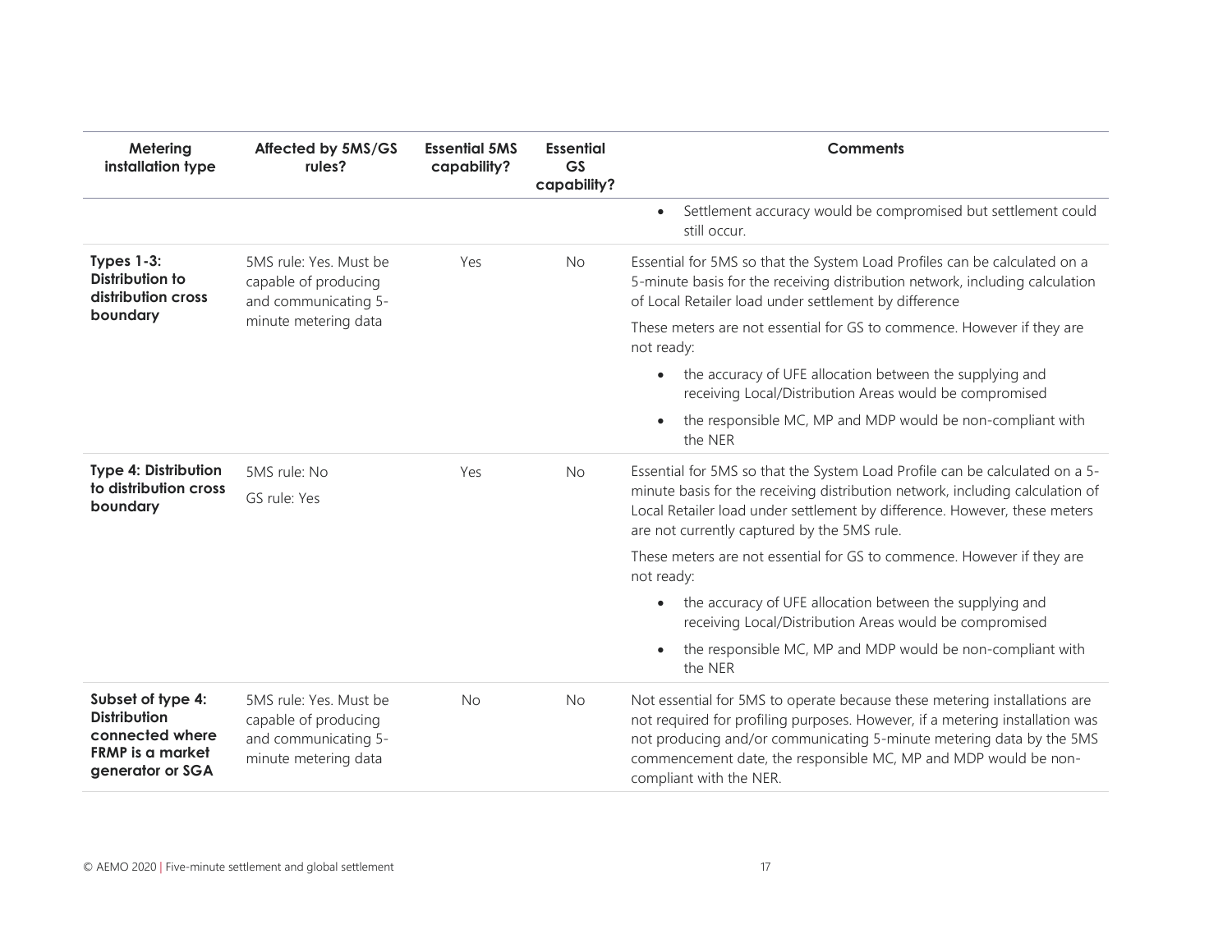| Metering installation type | Affected by 5MS/GS rules? | Essential 5MS capability? | Essential GS capability? | Comments |
| --- | --- | --- | --- | --- |
| | | | | • Settlement accuracy would be compromised but settlement could still occur. |
| **Types 1-3: Distribution to distribution cross boundary** | 5MS rule: Yes. Must be capable of producing and communicating 5-minute metering data | Yes | No | Essential for 5MS so that the System Load Profiles can be calculated on a 5-minute basis for the receiving distribution network, including calculation of Local Retailer load under settlement by difference<br><br>These meters are not essential for GS to commence. However if they are not ready:<br>• the accuracy of UFE allocation between the supplying and receiving Local/Distribution Areas would be compromised<br>• the responsible MC, MP and MDP would be non-compliant with the NER |
| **Type 4: Distribution to distribution cross boundary** | 5MS rule: No<br><br>GS rule: Yes | Yes | No | Essential for 5MS so that the System Load Profile can be calculated on a 5-minute basis for the receiving distribution network, including calculation of Local Retailer load under settlement by difference. However, these meters are not currently captured by the 5MS rule.<br><br>These meters are not essential for GS to commence. However if they are not ready:<br>• the accuracy of UFE allocation between the supplying and receiving Local/Distribution Areas would be compromised<br>• the responsible MC, MP and MDP would be non-compliant with the NER |
| **Subset of type 4: Distribution connected where FRMP is a market generator or SGA** | 5MS rule: Yes. Must be capable of producing and communicating 5-minute metering data | No | No | Not essential for 5MS to operate because these metering installations are not required for profiling purposes. However, if a metering installation was not producing and/or communicating 5-minute metering data by the 5MS commencement date, the responsible MC, MP and MDP would be non-compliant with the NER. |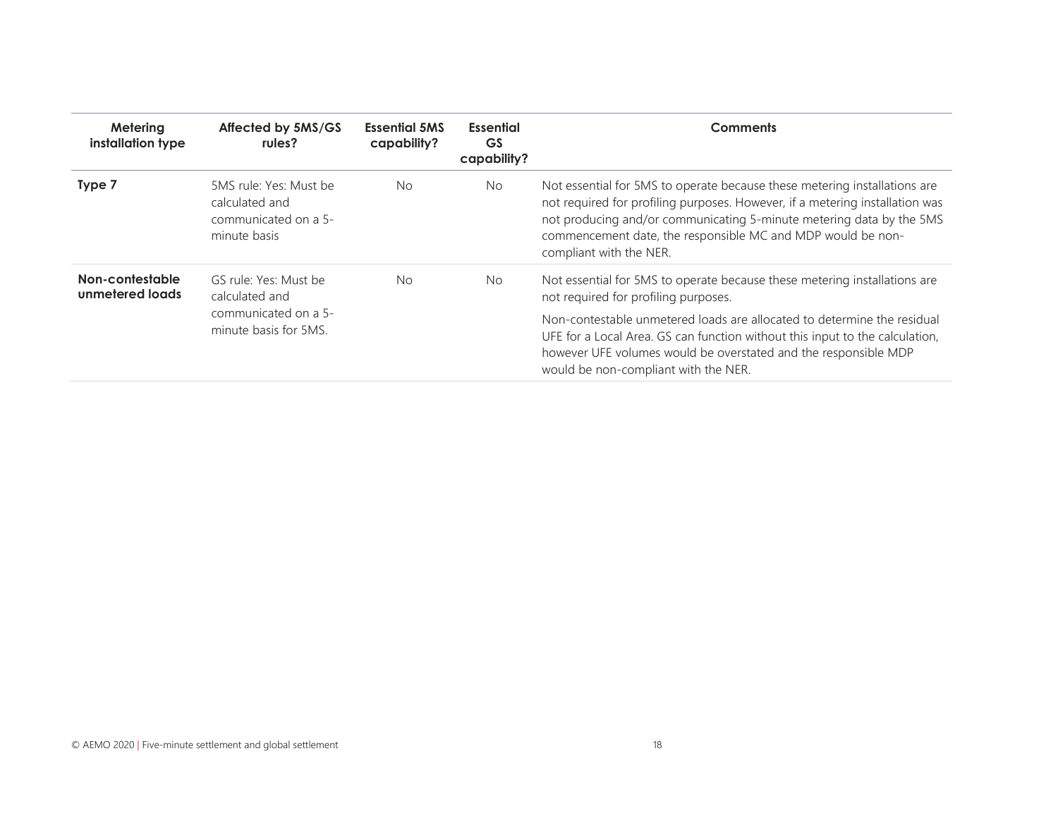| Metering installation type | Affected by 5MS/GS rules? | Essential 5MS capability? | Essential GS capability? | Comments |
|---|---|---|---|---|
| **Type 7** | 5MS rule: Yes: Must be calculated and communicated on a 5-minute basis | No | No | Not essential for 5MS to operate because these metering installations are not required for profiling purposes. However, if a metering installation was not producing and/or communicating 5-minute metering data by the 5MS commencement date, the responsible MC and MDP would be non-compliant with the NER. |
| **Non-contestable unmetered loads** | GS rule: Yes: Must be calculated and communicated on a 5-minute basis for 5MS. | No | No | Not essential for 5MS to operate because these metering installations are not required for profiling purposes.<br><br>Non-contestable unmetered loads are allocated to determine the residual UFE for a Local Area. GS can function without this input to the calculation, however UFE volumes would be overstated and the responsible MDP would be non-compliant with the NER. |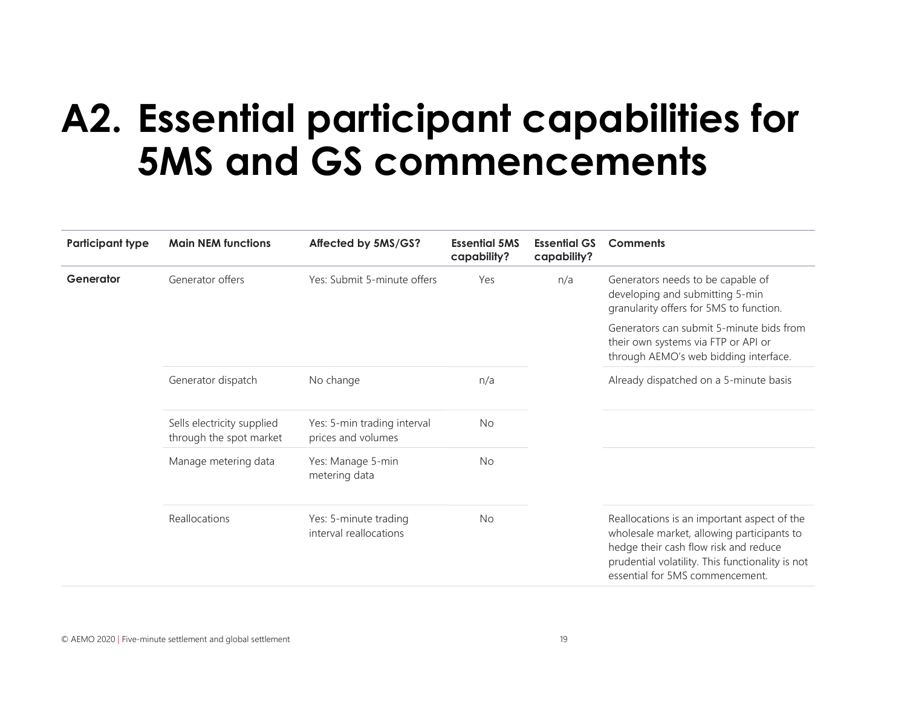# A2. Essential participant capabilities for 5MS and GS commencements

| Participant type | Main NEM functions | Affected by 5MS/GS? | Essential 5MS capability? | Essential GS capability? | Comments |
|---|---|---|---|---|---|
| **Generator** | Generator offers | Yes: Submit 5-minute offers | Yes | n/a | Generators needs to be capable of developing and submitting 5-min granularity offers for 5MS to function.<br><br>Generators can submit 5-minute bids from their own systems via FTP or API or through AEMO's web bidding interface. |
| | Generator dispatch | No change | n/a | | Already dispatched on a 5-minute basis |
| | Sells electricity supplied through the spot market | Yes: 5-min trading interval prices and volumes | No | | |
| | Manage metering data | Yes: Manage 5-min metering data | No | | |
| | Reallocations | Yes: 5-minute trading interval reallocations | No | | Reallocations is an important aspect of the wholesale market, allowing participants to hedge their cash flow risk and reduce prudential volatility. This functionality is not essential for 5MS commencement. |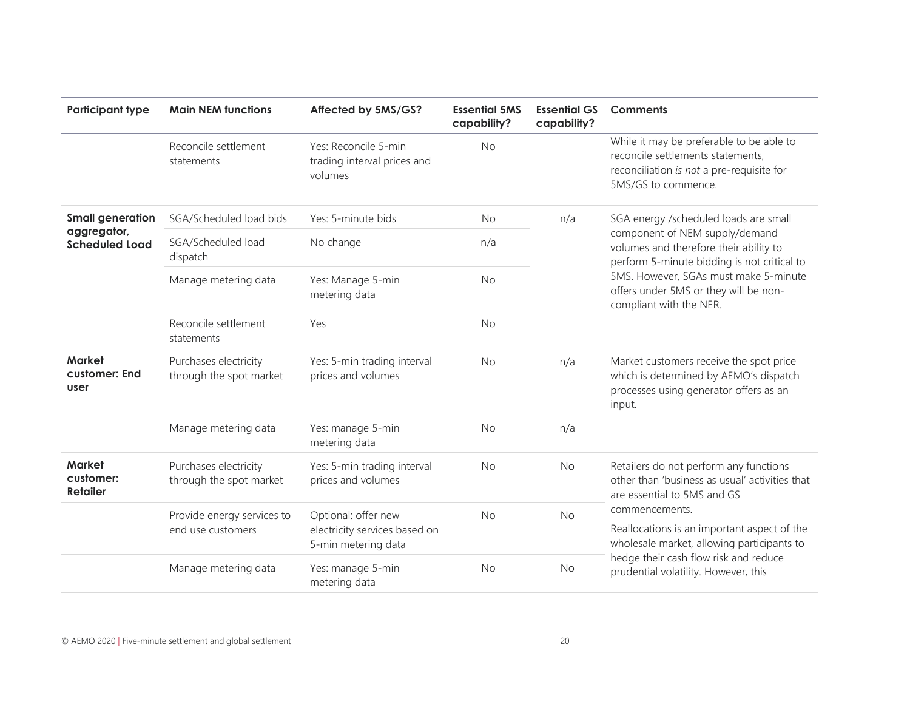| Participant type | Main NEM functions | Affected by 5MS/GS? | Essential 5MS capability? | Essential GS capability? | Comments |
|---|---|---|---|---|---|
| | Reconcile settlement statements | Yes: Reconcile 5-min trading interval prices and volumes | No | | While it may be preferable to be able to reconcile settlements statements, reconciliation *is not* a pre-requisite for 5MS/GS to commence. |
| **Small generation aggregator, Scheduled Load** | SGA/Scheduled load bids | Yes: 5-minute bids | No | n/a | SGA energy /scheduled loads are small component of NEM supply/demand volumes and therefore their ability to perform 5-minute bidding is not critical to 5MS. However, SGAs must make 5-minute offers under 5MS or they will be non-compliant with the NER. |
| | SGA/Scheduled load dispatch | No change | n/a | | |
| | Manage metering data | Yes: Manage 5-min metering data | No | | |
| | Reconcile settlement statements | Yes | No | | |
| **Market customer: End user** | Purchases electricity through the spot market | Yes: 5-min trading interval prices and volumes | No | n/a | Market customers receive the spot price which is determined by AEMO's dispatch processes using generator offers as an input. |
| | Manage metering data | Yes: manage 5-min metering data | No | n/a | |
| **Market customer: Retailer** | Purchases electricity through the spot market | Yes: 5-min trading interval prices and volumes | No | No | Retailers do not perform any functions other than 'business as usual' activities that are essential to 5MS and GS commencements.<br>Reallocations is an important aspect of the wholesale market, allowing participants to hedge their cash flow risk and reduce prudential volatility. However, this |
| | Provide energy services to end use customers | Optional: offer new electricity services based on 5-min metering data | No | No | |
| | Manage metering data | Yes: manage 5-min metering data | No | No | |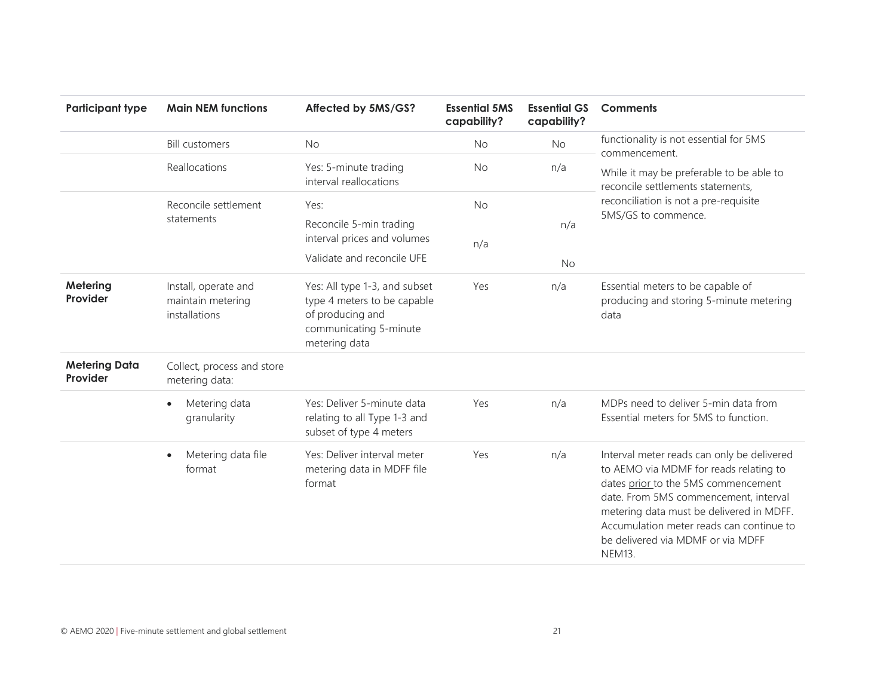| Participant type | Main NEM functions | Affected by 5MS/GS? | Essential 5MS capability? | Essential GS capability? | Comments |
|---|---|---|---|---|---|
| | Bill customers | No | No | No | functionality is not essential for 5MS commencement. |
| | Reallocations | Yes: 5-minute trading interval reallocations | No | n/a | While it may be preferable to be able to reconcile settlements statements, reconciliation is not a pre-requisite 5MS/GS to commence. |
| | Reconcile settlement statements | Yes:<br>Reconcile 5-min trading interval prices and volumes<br>Validate and reconcile UFE | No<br><br>n/a | <br>n/a<br><br>No | |
| **Metering Provider** | Install, operate and maintain metering installations | Yes: All type 1-3, and subset type 4 meters to be capable of producing and communicating 5-minute metering data | Yes | n/a | Essential meters to be capable of producing and storing 5-minute metering data |
| **Metering Data Provider** | Collect, process and store metering data: | | | | |
| | • Metering data granularity | Yes: Deliver 5-minute data relating to all Type 1-3 and subset of type 4 meters | Yes | n/a | MDPs need to deliver 5-min data from Essential meters for 5MS to function. |
| | • Metering data file format | Yes: Deliver interval meter metering data in MDFF file format | Yes | n/a | Interval meter reads can only be delivered to AEMO via MDMF for reads relating to dates prior to the 5MS commencement date. From 5MS commencement, interval metering data must be delivered in MDFF. Accumulation meter reads can continue to be delivered via MDMF or via MDFF NEM13. |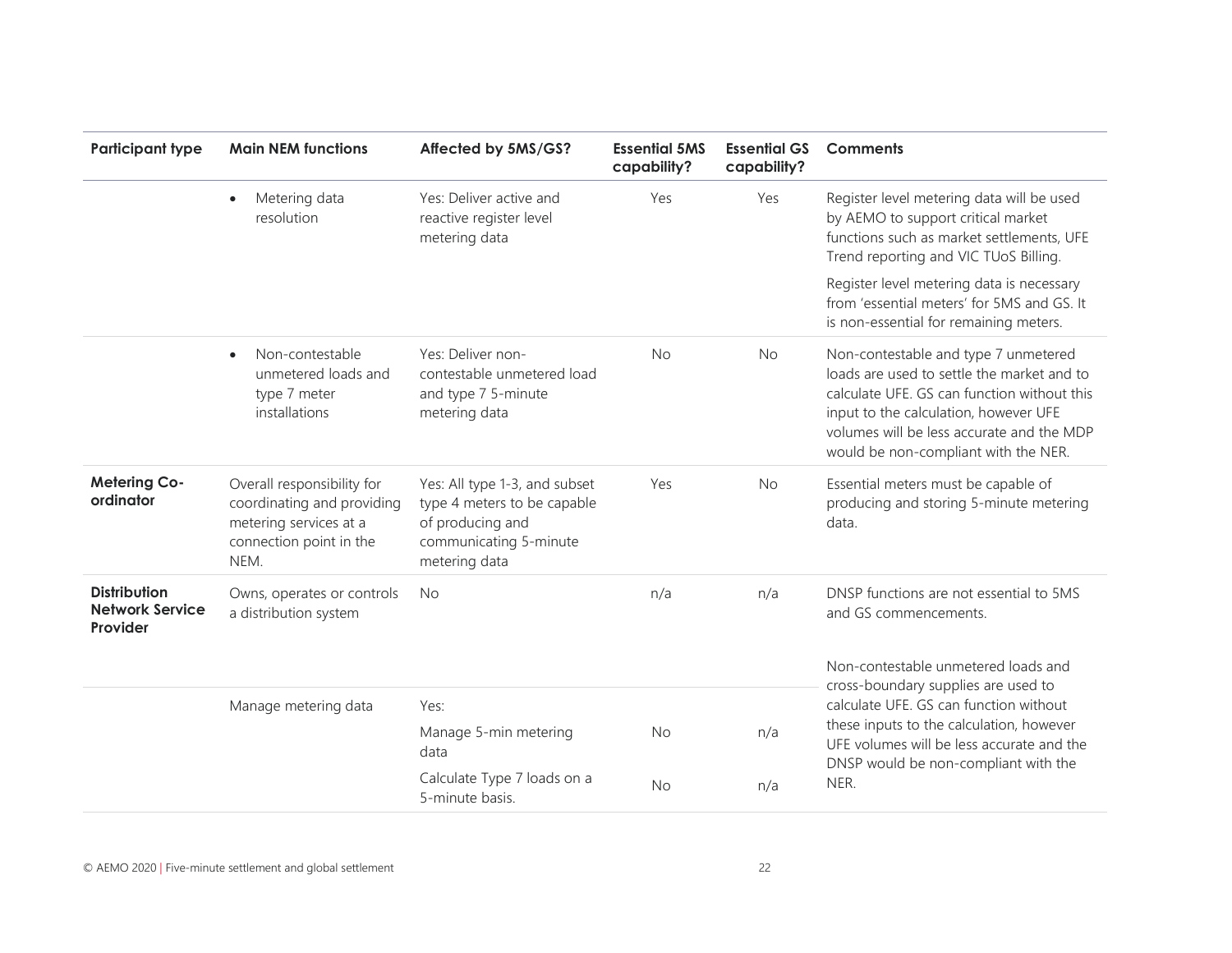| Participant type | Main NEM functions | Affected by 5MS/GS? | Essential 5MS capability? | Essential GS capability? | Comments |
|---|---|---|---|---|---|
| | • Metering data resolution | Yes: Deliver active and reactive register level metering data | Yes | Yes | Register level metering data will be used by AEMO to support critical market functions such as market settlements, UFE Trend reporting and VIC TUoS Billing.<br><br>Register level metering data is necessary from 'essential meters' for 5MS and GS. It is non-essential for remaining meters. |
| | • Non-contestable unmetered loads and type 7 meter installations | Yes: Deliver non-contestable unmetered load and type 7 5-minute metering data | No | No | Non-contestable and type 7 unmetered loads are used to settle the market and to calculate UFE. GS can function without this input to the calculation, however UFE volumes will be less accurate and the MDP would be non-compliant with the NER. |
| **Metering Co-ordinator** | Overall responsibility for coordinating and providing metering services at a connection point in the NEM. | Yes: All type 1-3, and subset type 4 meters to be capable of producing and communicating 5-minute metering data | Yes | No | Essential meters must be capable of producing and storing 5-minute metering data. |
| **Distribution Network Service Provider** | Owns, operates or controls a distribution system | No | n/a | n/a | DNSP functions are not essential to 5MS and GS commencements. |
| | Manage metering data | Yes: | | | Non-contestable unmetered loads and cross-boundary supplies are used to calculate UFE. GS can function without these inputs to the calculation, however UFE volumes will be less accurate and the DNSP would be non-compliant with the NER. |
| | | Manage 5-min metering data | No | n/a | |
| | | Calculate Type 7 loads on a 5-minute basis. | No | n/a | |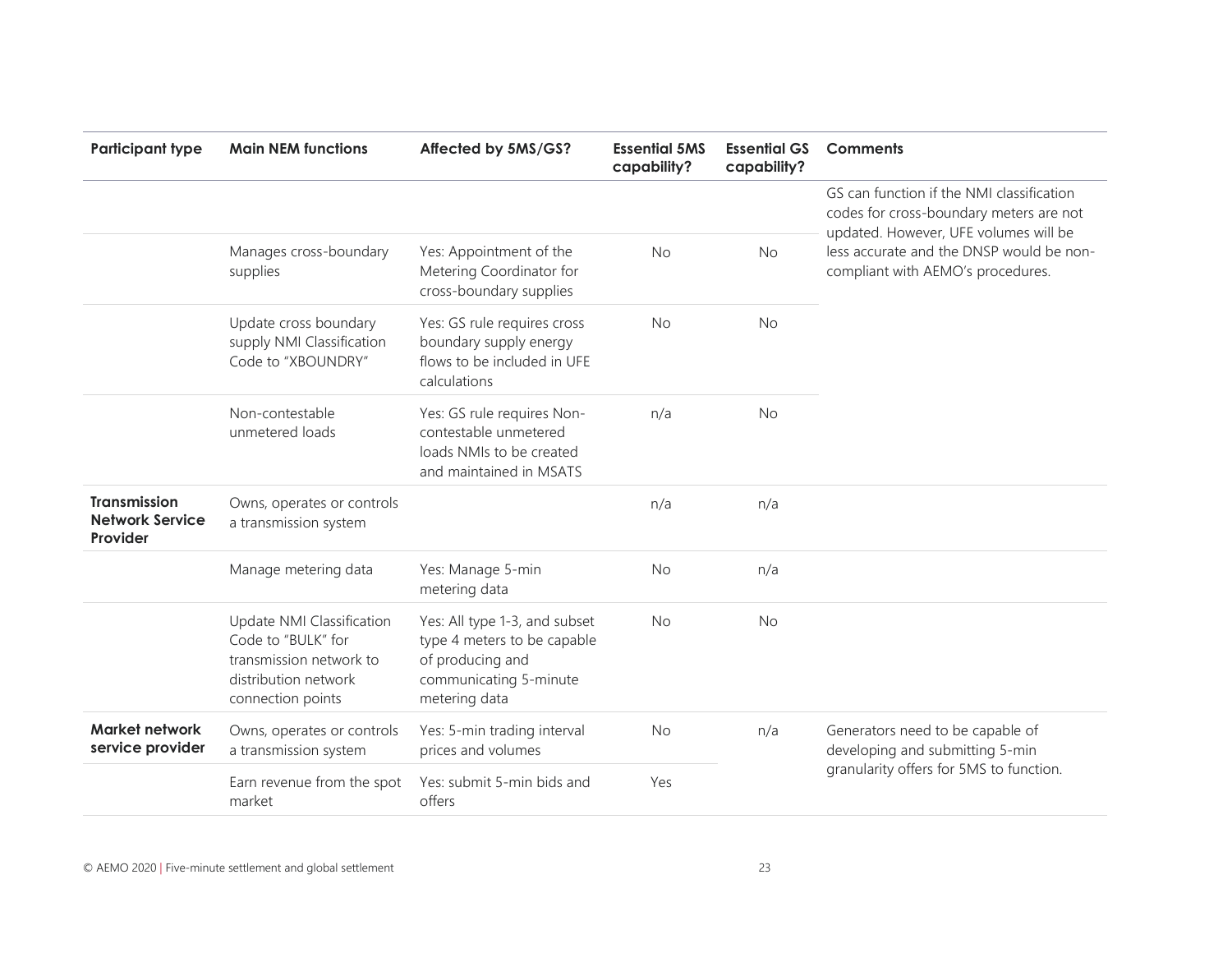| Participant type | Main NEM functions | Affected by 5MS/GS? | Essential 5MS capability? | Essential GS capability? | Comments |
|---|---|---|---|---|---|
| | | | | | GS can function if the NMI classification codes for cross-boundary meters are not updated. However, UFE volumes will be less accurate and the DNSP would be non-compliant with AEMO's procedures. |
| | Manages cross-boundary supplies | Yes: Appointment of the Metering Coordinator for cross-boundary supplies | No | No | |
| | Update cross boundary supply NMI Classification Code to "XBOUNDRY" | Yes: GS rule requires cross boundary supply energy flows to be included in UFE calculations | No | No | |
| | Non-contestable unmetered loads | Yes: GS rule requires Non-contestable unmetered loads NMIs to be created and maintained in MSATS | n/a | No | |
| **Transmission Network Service Provider** | Owns, operates or controls a transmission system | | n/a | n/a | |
| | Manage metering data | Yes: Manage 5-min metering data | No | n/a | |
| | Update NMI Classification Code to "BULK" for transmission network to distribution network connection points | Yes: All type 1-3, and subset type 4 meters to be capable of producing and communicating 5-minute metering data | No | No | |
| **Market network service provider** | Owns, operates or controls a transmission system | Yes: 5-min trading interval prices and volumes | No | n/a | Generators need to be capable of developing and submitting 5-min granularity offers for 5MS to function. |
| | Earn revenue from the spot market | Yes: submit 5-min bids and offers | Yes | | |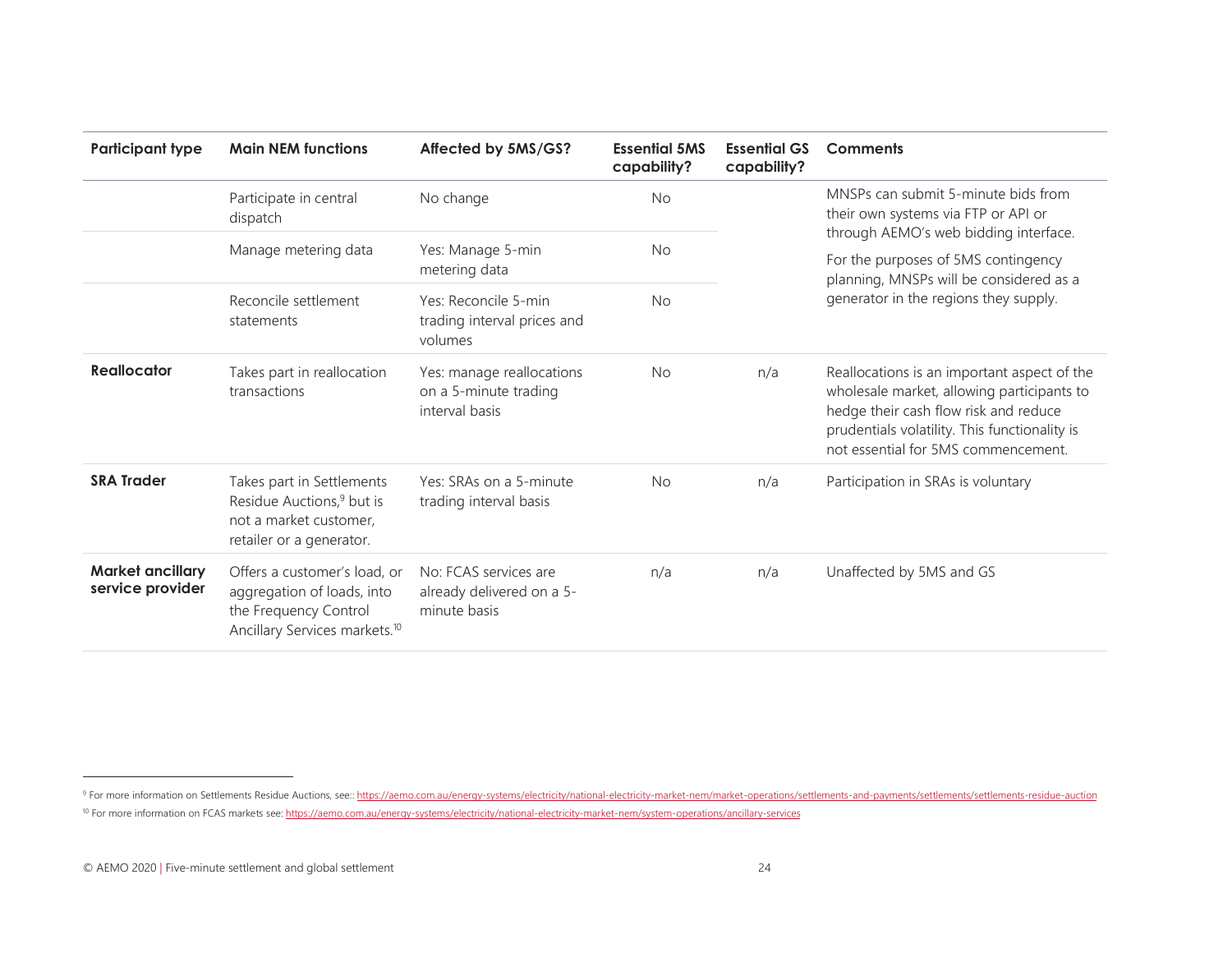| Participant type | Main NEM functions | Affected by 5MS/GS? | Essential 5MS capability? | Essential GS capability? | Comments |
|---|---|---|---|---|---|
| | Participate in central dispatch | No change | No | | MNSPs can submit 5-minute bids from their own systems via FTP or API or through AEMO's web bidding interface.<br>For the purposes of 5MS contingency planning, MNSPs will be considered as a generator in the regions they supply. |
| | Manage metering data | Yes: Manage 5-min metering data | No | | |
| | Reconcile settlement statements | Yes: Reconcile 5-min trading interval prices and volumes | No | | |
| **Reallocator** | Takes part in reallocation transactions | Yes: manage reallocations on a 5-minute trading interval basis | No | n/a | Reallocations is an important aspect of the wholesale market, allowing participants to hedge their cash flow risk and reduce prudentials volatility. This functionality is not essential for 5MS commencement. |
| **SRA Trader** | Takes part in Settlements Residue Auctions,[9] but is not a market customer, retailer or a generator. | Yes: SRAs on a 5-minute trading interval basis | No | n/a | Participation in SRAs is voluntary |
| **Market ancillary service provider** | Offers a customer's load, or aggregation of loads, into the Frequency Control Ancillary Services markets.[10] | No: FCAS services are already delivered on a 5-minute basis | n/a | n/a | Unaffected by 5MS and GS |

[9] For more information on Settlements Residue Auctions, see:: https://aemo.com.au/energy-systems/electricity/national-electricity-market-nem/market-operations/settlements-and-payments/settlements/settlements-residue-auction

[10] For more information on FCAS markets see: https://aemo.com.au/energy-systems/electricity/national-electricity-market-nem/system-operations/ancillary-services